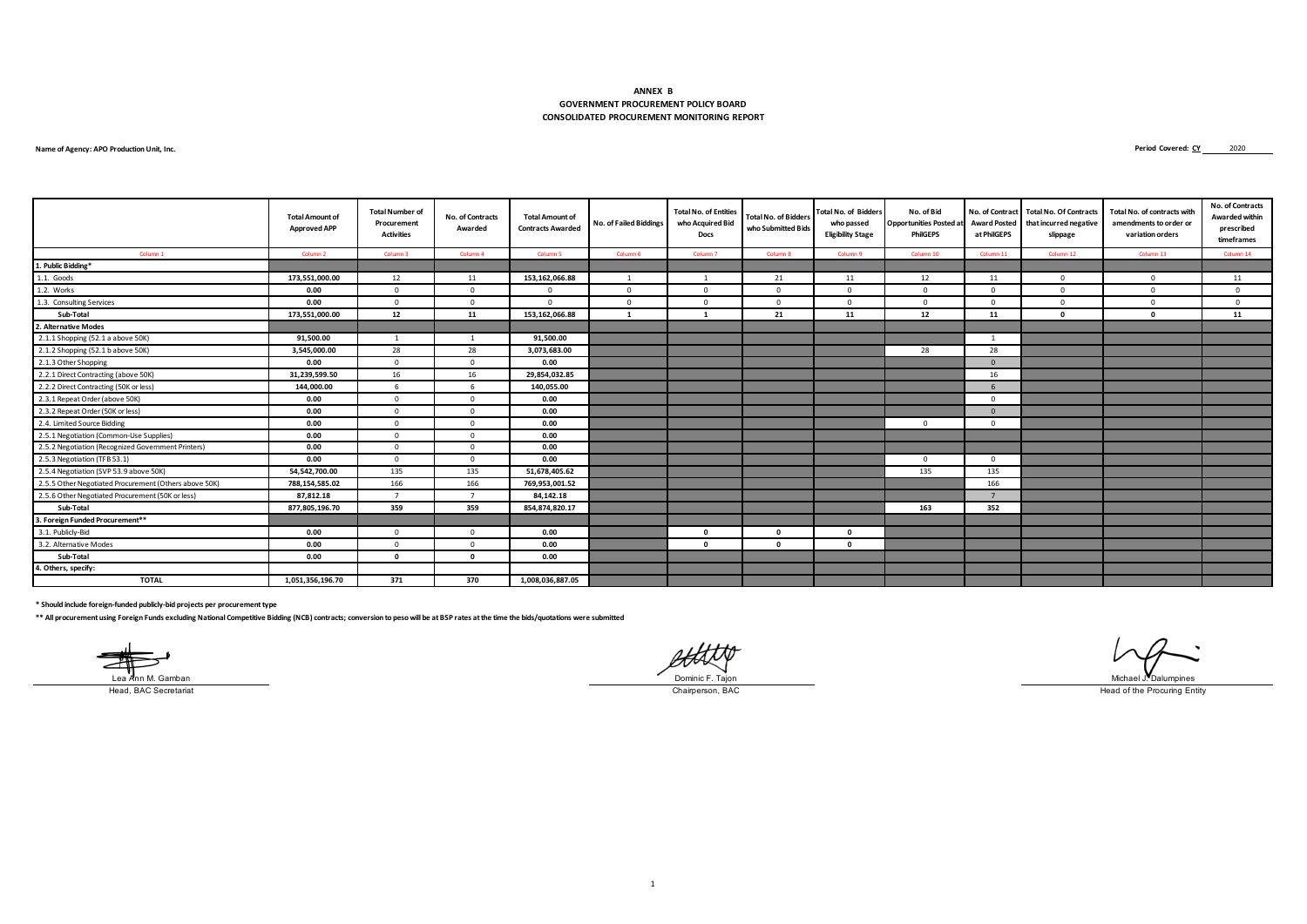**ANNEX B**
**GOVERNMENT PROCUREMENT POLICY BOARD**
**CONSOLIDATED PROCUREMENT MONITORING REPORT**

**Name of Agency: APO Production Unit, Inc.**

**Period Covered: CY** 2020

| | Total Amount of Approved APP | Total Number of Procurement Activities | No. of Contracts Awarded | Total Amount of Contracts Awarded | No. of Failed Biddings | Total No. of Entities who Acquired Bid Docs | Total No. of Bidders who Submitted Bids | Total No. of Bidders who passed Eligibility Stage | No. of Bid Opportunities Posted at PhilGEPS | No. of Contract Award Posted at PhilGEPS | Total No. Of Contracts that incurred negative slippage | Total No. of contracts with amendments to order or variation orders | No. of Contracts Awarded within prescribed timeframes |
|---|---|---|---|---|---|---|---|---|---|---|---|---|---|
| Column 1 | Column 2 | Column 3 | Column 4 | Column 5 | Column 6 | Column 7 | Column 8 | Column 9 | Column 10 | Column 11 | Column 12 | Column 13 | Column 14 |
| **1. Public Bidding*** | | | | | | | | | | | | | |
| 1.1. Goods | **173,551,000.00** | 12 | 11 | **153,162,066.88** | 1 | 1 | 21 | 11 | 12 | 11 | 0 | 0 | 11 |
| 1.2. Works | **0.00** | 0 | 0 | 0 | 0 | 0 | 0 | 0 | 0 | 0 | 0 | 0 | 0 |
| 1.3. Consulting Services | **0.00** | 0 | 0 | 0 | 0 | 0 | 0 | 0 | 0 | 0 | 0 | 0 | 0 |
| **Sub-Total** | **173,551,000.00** | **12** | **11** | **153,162,066.88** | **1** | **1** | **21** | **11** | **12** | **11** | **0** | **0** | **11** |
| **2. Alternative Modes** | | | | | | | | | | | | | |
| 2.1.1 Shopping (52.1 a above 50K) | **91,500.00** | 1 | 1 | **91,500.00** | | | | | | 1 | | | |
| 2.1.2 Shopping (52.1 b above 50K) | **3,545,000.00** | 28 | 28 | **3,073,683.00** | | | | | 28 | 28 | | | |
| 2.1.3 Other Shopping | **0.00** | 0 | 0 | **0.00** | | | | | | 0 | | | |
| 2.2.1 Direct Contracting (above 50K) | **31,239,599.50** | 16 | 16 | **29,854,032.85** | | | | | | 16 | | | |
| 2.2.2 Direct Contracting (50K or less) | **144,000.00** | 6 | 6 | **140,055.00** | | | | | | 6 | | | |
| 2.3.1 Repeat Order (above 50K) | **0.00** | 0 | 0 | **0.00** | | | | | | 0 | | | |
| 2.3.2 Repeat Order (50K or less) | **0.00** | 0 | 0 | **0.00** | | | | | | 0 | | | |
| 2.4. Limited Source Bidding | **0.00** | 0 | 0 | **0.00** | | | | | 0 | 0 | | | |
| 2.5.1 Negotiation (Common-Use Supplies) | **0.00** | 0 | 0 | **0.00** | | | | | | | | | |
| 2.5.2 Negotiation (Recognized Government Printers) | **0.00** | 0 | 0 | **0.00** | | | | | | | | | |
| 2.5.3 Negotiation (TFB 53.1) | **0.00** | 0 | 0 | **0.00** | | | | | 0 | 0 | | | |
| 2.5.4 Negotiation (SVP 53.9 above 50K) | **54,542,700.00** | 135 | 135 | **51,678,405.62** | | | | | 135 | 135 | | | |
| 2.5.5 Other Negotiated Procurement (Others above 50K) | **788,154,585.02** | 166 | 166 | **769,953,001.52** | | | | | | 166 | | | |
| 2.5.6 Other Negotiated Procurement (50K or less) | **87,812.18** | 7 | 7 | **84,142.18** | | | | | | 7 | | | |
| **Sub-Total** | **877,805,196.70** | **359** | **359** | **854,874,820.17** | | | | | **163** | **352** | | | |
| **3. Foreign Funded Procurement**** | | | | | | | | | | | | | |
| 3.1. Publicly-Bid | **0.00** | 0 | 0 | **0.00** | | **0** | **0** | **0** | | | | | |
| 3.2. Alternative Modes | **0.00** | 0 | 0 | **0.00** | | **0** | **0** | **0** | | | | | |
| **Sub-Total** | **0.00** | **0** | **0** | **0.00** | | | | | | | | | |
| **4. Others, specify:** | | | | | | | | | | | | | |
| **TOTAL** | **1,051,356,196.70** | **371** | **370** | **1,008,036,887.05** | | | | | | | | | |

**\* Should include foreign-funded publicly-bid projects per procurement type**

**\*\* All procurement using Foreign Funds excluding National Competitive Bidding (NCB) contracts; conversion to peso will be at BSP rates at the time the bids/quotations were submitted**

Lea Ann M. Gamban
Head, BAC Secretariat

Dominic F. Tajon
Chairperson, BAC

Michael J. Dalumpines
Head of the Procuring Entity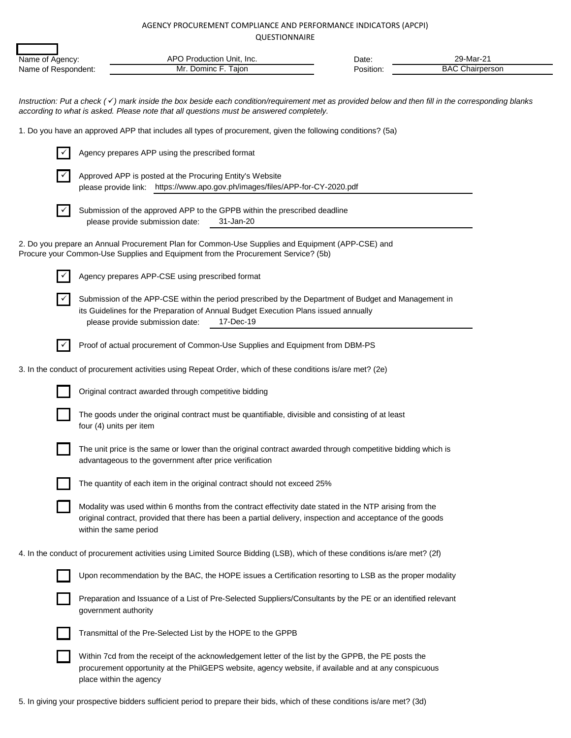AGENCY PROCUREMENT COMPLIANCE AND PERFORMANCE INDICATORS (APCPI)
QUESTIONNAIRE

| | | | |
|---|---|---|---|
| Name of Agency: | APO Production Unit, Inc. | Date: | 29-Mar-21 |
| Name of Respondent: | Mr. Dominc F. Tajon | Position: | BAC Chairperson |

*Instruction: Put a check (✓) mark inside the box beside each condition/requirement met as provided below and then fill in the corresponding blanks according to what is asked. Please note that all questions must be answered completely.*

1. Do you have an approved APP that includes all types of procurement, given the following conditions? (5a)

- [x] Agency prepares APP using the prescribed format
- [x] Approved APP is posted at the Procuring Entity's Website
  please provide link: https://www.apo.gov.ph/images/files/APP-for-CY-2020.pdf
- [x] Submission of the approved APP to the GPPB within the prescribed deadline
  please provide submission date: 31-Jan-20

2. Do you prepare an Annual Procurement Plan for Common-Use Supplies and Equipment (APP-CSE) and Procure your Common-Use Supplies and Equipment from the Procurement Service? (5b)

- [x] Agency prepares APP-CSE using prescribed format
- [x] Submission of the APP-CSE within the period prescribed by the Department of Budget and Management in its Guidelines for the Preparation of Annual Budget Execution Plans issued annually
  please provide submission date: 17-Dec-19
- [x] Proof of actual procurement of Common-Use Supplies and Equipment from DBM-PS

3. In the conduct of procurement activities using Repeat Order, which of these conditions is/are met? (2e)

- [ ] Original contract awarded through competitive bidding
- [ ] The goods under the original contract must be quantifiable, divisible and consisting of at least four (4) units per item
- [ ] The unit price is the same or lower than the original contract awarded through competitive bidding which is advantageous to the government after price verification
- [ ] The quantity of each item in the original contract should not exceed 25%
- [ ] Modality was used within 6 months from the contract effectivity date stated in the NTP arising from the original contract, provided that there has been a partial delivery, inspection and acceptance of the goods within the same period

4. In the conduct of procurement activities using Limited Source Bidding (LSB), which of these conditions is/are met? (2f)

- [ ] Upon recommendation by the BAC, the HOPE issues a Certification resorting to LSB as the proper modality
- [ ] Preparation and Issuance of a List of Pre-Selected Suppliers/Consultants by the PE or an identified relevant government authority
- [ ] Transmittal of the Pre-Selected List by the HOPE to the GPPB
- [ ] Within 7cd from the receipt of the acknowledgement letter of the list by the GPPB, the PE posts the procurement opportunity at the PhilGEPS website, agency website, if available and at any conspicuous place within the agency

5. In giving your prospective bidders sufficient period to prepare their bids, which of these conditions is/are met? (3d)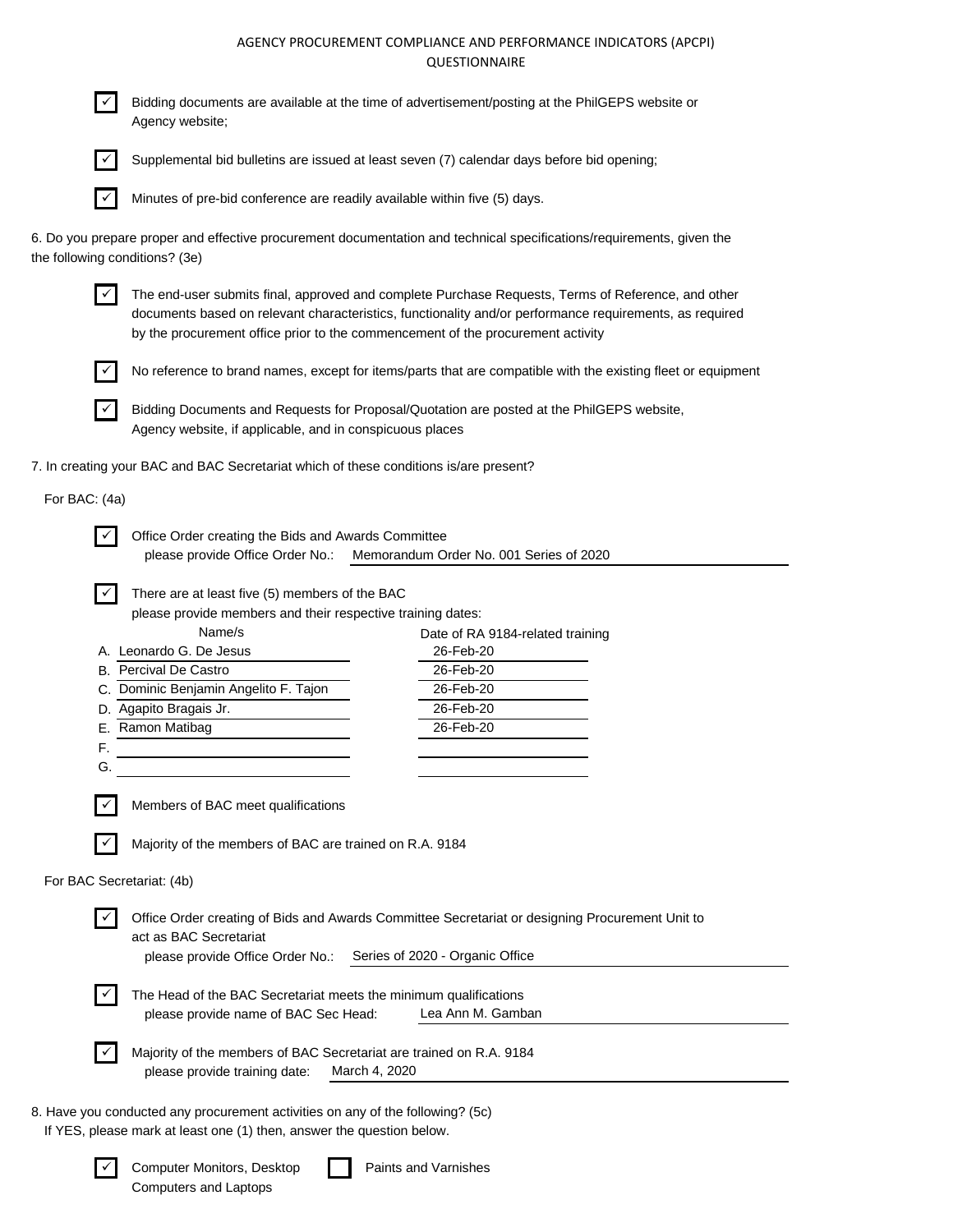AGENCY PROCUREMENT COMPLIANCE AND PERFORMANCE INDICATORS (APCPI)
QUESTIONNAIRE

- [x] Bidding documents are available at the time of advertisement/posting at the PhilGEPS website or Agency website;
- [x] Supplemental bid bulletins are issued at least seven (7) calendar days before bid opening;
- [x] Minutes of pre-bid conference are readily available within five (5) days.

6. Do you prepare proper and effective procurement documentation and technical specifications/requirements, given the the following conditions? (3e)

- [x] The end-user submits final, approved and complete Purchase Requests, Terms of Reference, and other documents based on relevant characteristics, functionality and/or performance requirements, as required by the procurement office prior to the commencement of the procurement activity
- [x] No reference to brand names, except for items/parts that are compatible with the existing fleet or equipment
- [x] Bidding Documents and Requests for Proposal/Quotation are posted at the PhilGEPS website, Agency website, if applicable, and in conspicuous places

7. In creating your BAC and BAC Secretariat which of these conditions is/are present?

For BAC: (4a)

- [x] Office Order creating the Bids and Awards Committee
  please provide Office Order No.: Memorandum Order No. 001 Series of 2020
- [x] There are at least five (5) members of the BAC
  please provide members and their respective training dates:

| | Name/s | Date of RA 9184-related training |
|---|---|---|
| A. | Leonardo G. De Jesus | 26-Feb-20 |
| B. | Percival De Castro | 26-Feb-20 |
| C. | Dominic Benjamin Angelito F. Tajon | 26-Feb-20 |
| D. | Agapito Bragais Jr. | 26-Feb-20 |
| E. | Ramon Matibag | 26-Feb-20 |
| F. | | |
| G. | | |

- [x] Members of BAC meet qualifications
- [x] Majority of the members of BAC are trained on R.A. 9184

For BAC Secretariat: (4b)

- [x] Office Order creating of Bids and Awards Committee Secretariat or designing Procurement Unit to act as BAC Secretariat
  please provide Office Order No.: Series of 2020 - Organic Office
- [x] The Head of the BAC Secretariat meets the minimum qualifications
  please provide name of BAC Sec Head: Lea Ann M. Gamban
- [x] Majority of the members of BAC Secretariat are trained on R.A. 9184
  please provide training date: March 4, 2020

8. Have you conducted any procurement activities on any of the following? (5c)
If YES, please mark at least one (1) then, answer the question below.

- [x] Computer Monitors, Desktop Computers and Laptops
- [ ] Paints and Varnishes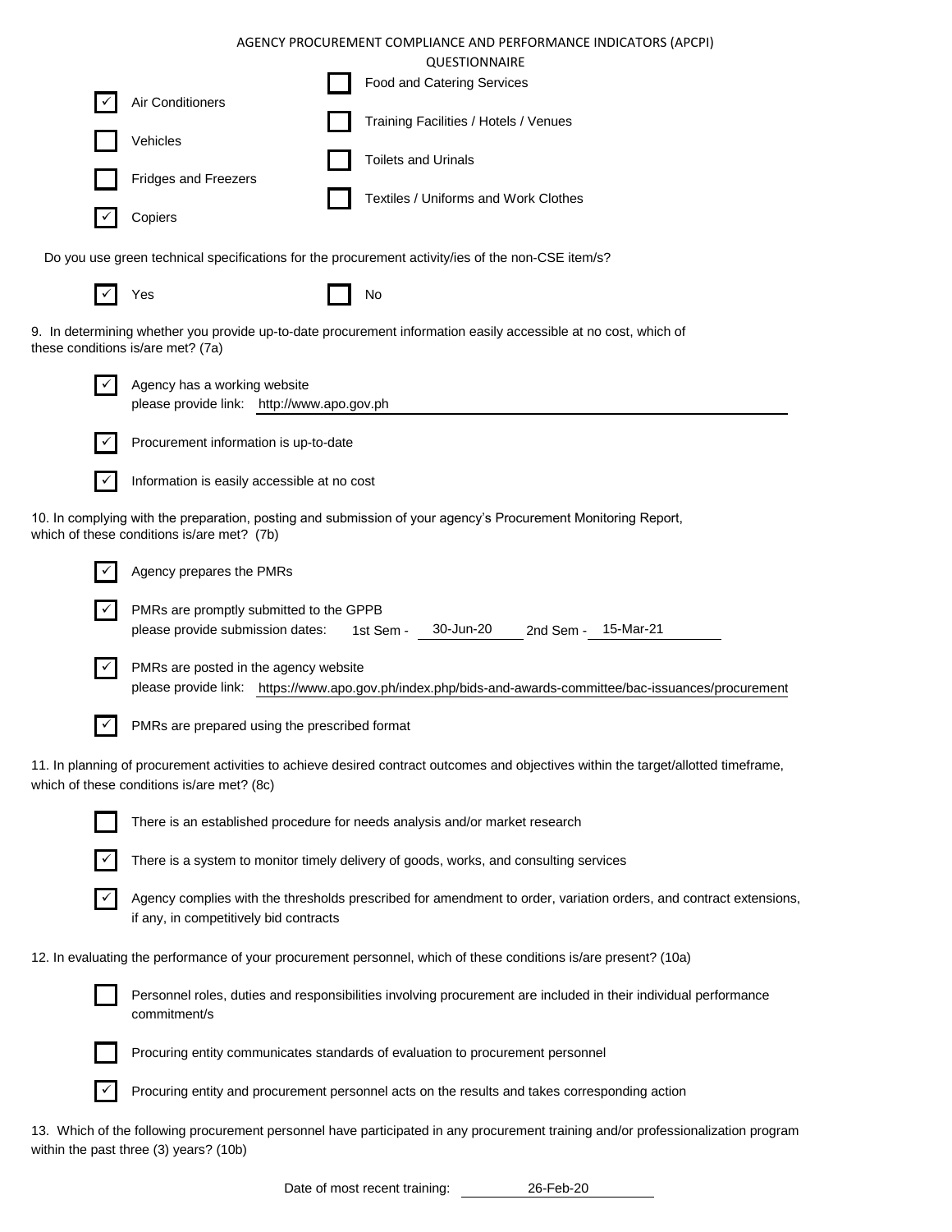AGENCY PROCUREMENT COMPLIANCE AND PERFORMANCE INDICATORS (APCPI) QUESTIONNAIRE

- ☑ Air Conditioners
- ☐ Vehicles
- ☐ Fridges and Freezers
- ☑ Copiers
- ☐ Food and Catering Services
- ☐ Training Facilities / Hotels / Venues
- ☐ Toilets and Urinals
- ☐ Textiles / Uniforms and Work Clothes

Do you use green technical specifications for the procurement activity/ies of the non-CSE item/s?

- ☑ Yes
- ☐ No

9. In determining whether you provide up-to-date procurement information easily accessible at no cost, which of these conditions is/are met? (7a)

- ☑ Agency has a working website
  please provide link: http://www.apo.gov.ph
- ☑ Procurement information is up-to-date
- ☑ Information is easily accessible at no cost

10. In complying with the preparation, posting and submission of your agency's Procurement Monitoring Report, which of these conditions is/are met? (7b)

- ☑ Agency prepares the PMRs
- ☑ PMRs are promptly submitted to the GPPB
  please provide submission dates: 1st Sem - 30-Jun-20 2nd Sem - 15-Mar-21
- ☑ PMRs are posted in the agency website
  please provide link: https://www.apo.gov.ph/index.php/bids-and-awards-committee/bac-issuances/procurement
- ☑ PMRs are prepared using the prescribed format

11. In planning of procurement activities to achieve desired contract outcomes and objectives within the target/allotted timeframe, which of these conditions is/are met? (8c)

- ☐ There is an established procedure for needs analysis and/or market research
- ☑ There is a system to monitor timely delivery of goods, works, and consulting services
- ☑ Agency complies with the thresholds prescribed for amendment to order, variation orders, and contract extensions, if any, in competitively bid contracts

12. In evaluating the performance of your procurement personnel, which of these conditions is/are present? (10a)

- ☐ Personnel roles, duties and responsibilities involving procurement are included in their individual performance commitment/s
- ☐ Procuring entity communicates standards of evaluation to procurement personnel
- ☑ Procuring entity and procurement personnel acts on the results and takes corresponding action

13. Which of the following procurement personnel have participated in any procurement training and/or professionalization program within the past three (3) years? (10b)

Date of most recent training: 26-Feb-20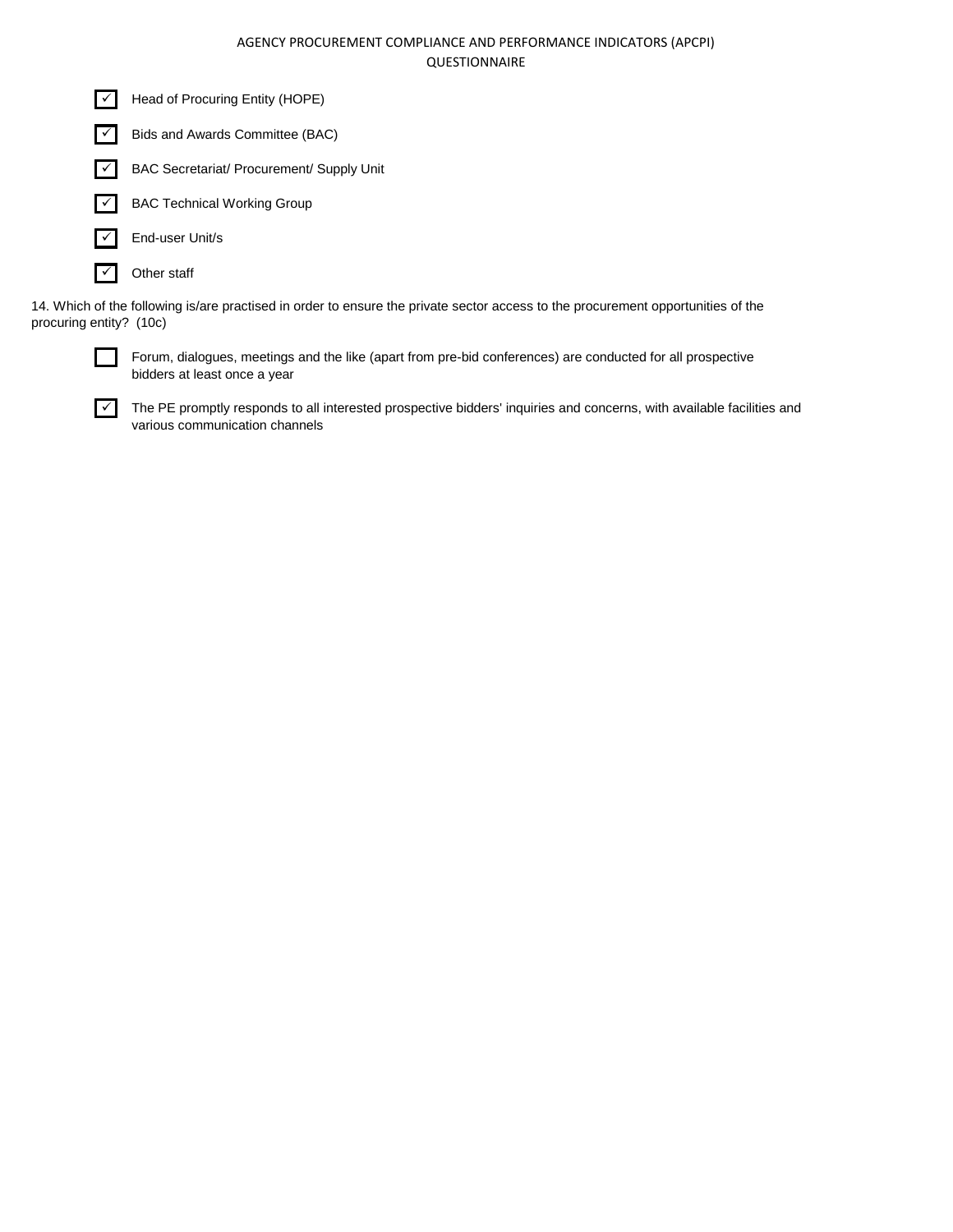- [x] Head of Procuring Entity (HOPE)
- [x] Bids and Awards Committee (BAC)
- [x] BAC Secretariat/ Procurement/ Supply Unit
- [x] BAC Technical Working Group
- [x] End-user Unit/s
- [x] Other staff

14. Which of the following is/are practised in order to ensure the private sector access to the procurement opportunities of the procuring entity? (10c)

- [ ] Forum, dialogues, meetings and the like (apart from pre-bid conferences) are conducted for all prospective bidders at least once a year
- [x] The PE promptly responds to all interested prospective bidders' inquiries and concerns, with available facilities and various communication channels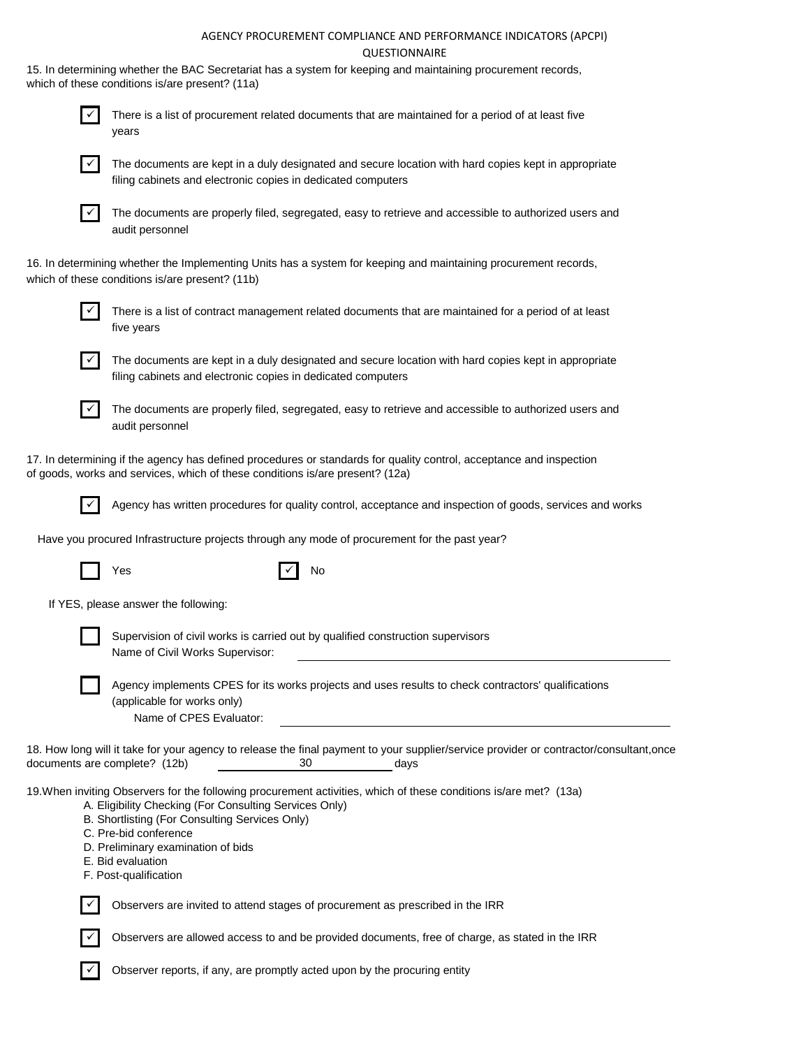AGENCY PROCUREMENT COMPLIANCE AND PERFORMANCE INDICATORS (APCPI) QUESTIONNAIRE

15. In determining whether the BAC Secretariat has a system for keeping and maintaining procurement records, which of these conditions is/are present? (11a)

- [x] There is a list of procurement related documents that are maintained for a period of at least five years
- [x] The documents are kept in a duly designated and secure location with hard copies kept in appropriate filing cabinets and electronic copies in dedicated computers
- [x] The documents are properly filed, segregated, easy to retrieve and accessible to authorized users and audit personnel

16. In determining whether the Implementing Units has a system for keeping and maintaining procurement records, which of these conditions is/are present? (11b)

- [x] There is a list of contract management related documents that are maintained for a period of at least five years
- [x] The documents are kept in a duly designated and secure location with hard copies kept in appropriate filing cabinets and electronic copies in dedicated computers
- [x] The documents are properly filed, segregated, easy to retrieve and accessible to authorized users and audit personnel

17. In determining if the agency has defined procedures or standards for quality control, acceptance and inspection of goods, works and services, which of these conditions is/are present? (12a)

- [x] Agency has written procedures for quality control, acceptance and inspection of goods, services and works

Have you procured Infrastructure projects through any mode of procurement for the past year?

- [ ] Yes
- [x] No

If YES, please answer the following:

- [ ] Supervision of civil works is carried out by qualified construction supervisors
  Name of Civil Works Supervisor: ______________________
- [ ] Agency implements CPES for its works projects and uses results to check contractors' qualifications (applicable for works only)
  Name of CPES Evaluator: ______________________

18. How long will it take for your agency to release the final payment to your supplier/service provider or contractor/consultant,once documents are complete? (12b) 30 days

19.When inviting Observers for the following procurement activities, which of these conditions is/are met? (13a)

A. Eligibility Checking (For Consulting Services Only)
B. Shortlisting (For Consulting Services Only)
C. Pre-bid conference
D. Preliminary examination of bids
E. Bid evaluation
F. Post-qualification

- [x] Observers are invited to attend stages of procurement as prescribed in the IRR
- [x] Observers are allowed access to and be provided documents, free of charge, as stated in the IRR
- [x] Observer reports, if any, are promptly acted upon by the procuring entity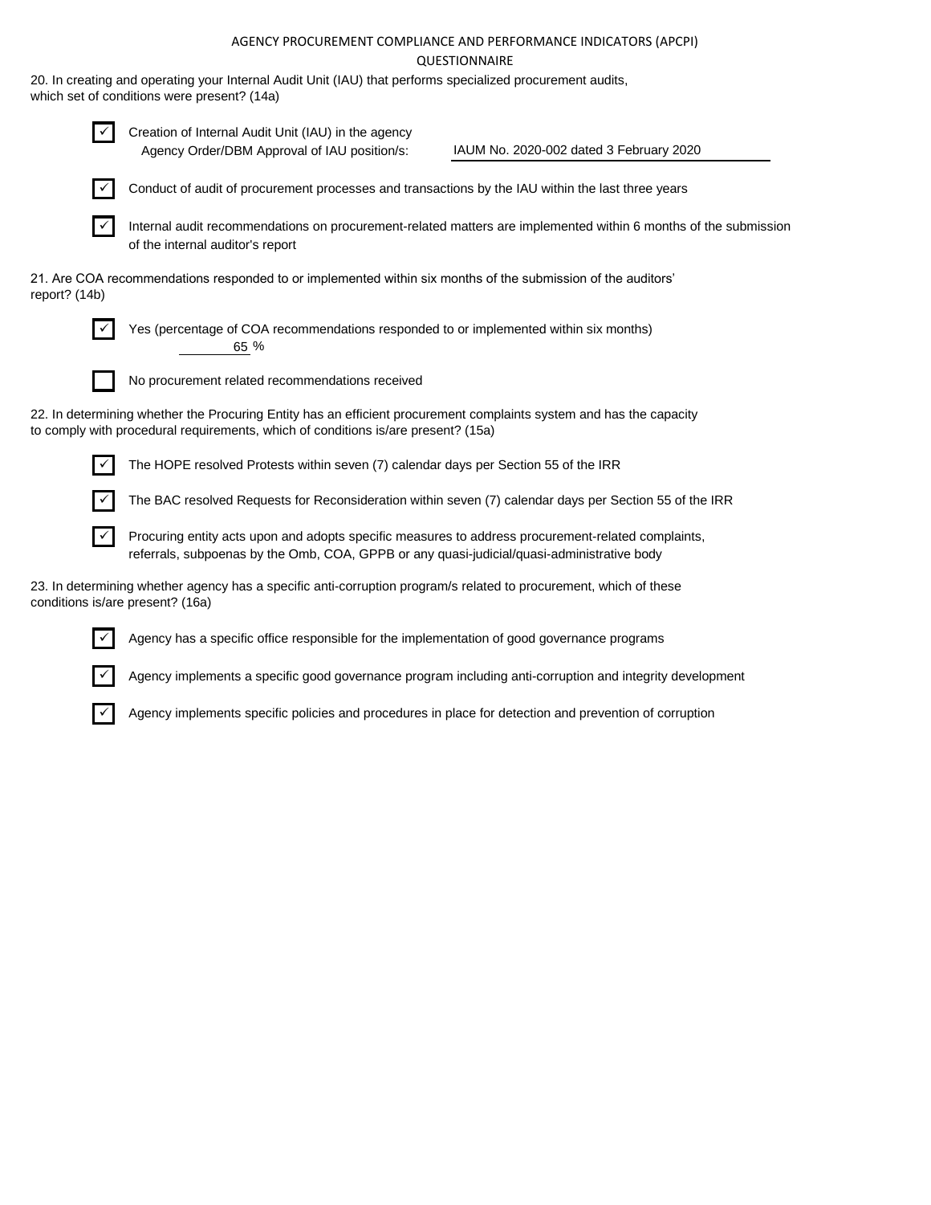AGENCY PROCUREMENT COMPLIANCE AND PERFORMANCE INDICATORS (APCPI)
QUESTIONNAIRE

20. In creating and operating your Internal Audit Unit (IAU) that performs specialized procurement audits, which set of conditions were present? (14a)

- [x] Creation of Internal Audit Unit (IAU) in the agency
  Agency Order/DBM Approval of IAU position/s: IAUM No. 2020-002 dated 3 February 2020
- [x] Conduct of audit of procurement processes and transactions by the IAU within the last three years
- [x] Internal audit recommendations on procurement-related matters are implemented within 6 months of the submission of the internal auditor's report

21. Are COA recommendations responded to or implemented within six months of the submission of the auditors' report? (14b)

- [x] Yes (percentage of COA recommendations responded to or implemented within six months)
  65 %
- [ ] No procurement related recommendations received

22. In determining whether the Procuring Entity has an efficient procurement complaints system and has the capacity to comply with procedural requirements, which of conditions is/are present? (15a)

- [x] The HOPE resolved Protests within seven (7) calendar days per Section 55 of the IRR
- [x] The BAC resolved Requests for Reconsideration within seven (7) calendar days per Section 55 of the IRR
- [x] Procuring entity acts upon and adopts specific measures to address procurement-related complaints, referrals, subpoenas by the Omb, COA, GPPB or any quasi-judicial/quasi-administrative body

23. In determining whether agency has a specific anti-corruption program/s related to procurement, which of these conditions is/are present? (16a)

- [x] Agency has a specific office responsible for the implementation of good governance programs
- [x] Agency implements a specific good governance program including anti-corruption and integrity development
- [x] Agency implements specific policies and procedures in place for detection and prevention of corruption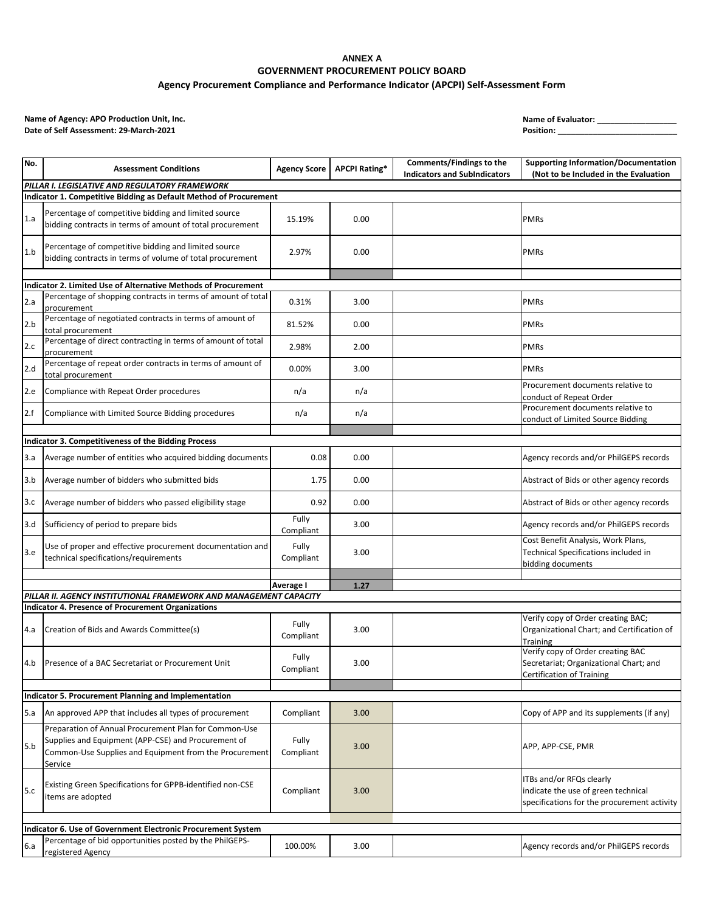**ANNEX A**

**GOVERNMENT PROCUREMENT POLICY BOARD**

**Agency Procurement Compliance and Performance Indicator (APCPI) Self-Assessment Form**

**Name of Agency: APO Production Unit, Inc.**
**Date of Self Assessment: 29-March-2021**

**Name of Evaluator:** __________________
**Position:** ____________________________

| No. | Assessment Conditions | Agency Score | APCPI Rating* | Comments/Findings to the Indicators and SubIndicators | Supporting Information/Documentation (Not to be Included in the Evaluation |
|---|---|---|---|---|---|
| ***PILLAR I. LEGISLATIVE AND REGULATORY FRAMEWORK*** | | | | | |
| **Indicator 1. Competitive Bidding as Default Method of Procurement** | | | | | |
| 1.a | Percentage of competitive bidding and limited source bidding contracts in terms of amount of total procurement | 15.19% | 0.00 | | PMRs |
| 1.b | Percentage of competitive bidding and limited source bidding contracts in terms of volume of total procurement | 2.97% | 0.00 | | PMRs |
| | | | | | |
| **Indicator 2. Limited Use of Alternative Methods of Procurement** | | | | | |
| 2.a | Percentage of shopping contracts in terms of amount of total procurement | 0.31% | 3.00 | | PMRs |
| 2.b | Percentage of negotiated contracts in terms of amount of total procurement | 81.52% | 0.00 | | PMRs |
| 2.c | Percentage of direct contracting in terms of amount of total procurement | 2.98% | 2.00 | | PMRs |
| 2.d | Percentage of repeat order contracts in terms of amount of total procurement | 0.00% | 3.00 | | PMRs |
| 2.e | Compliance with Repeat Order procedures | n/a | n/a | | Procurement documents relative to conduct of Repeat Order |
| 2.f | Compliance with Limited Source Bidding procedures | n/a | n/a | | Procurement documents relative to conduct of Limited Source Bidding |
| | | | | | |
| **Indicator 3. Competitiveness of the Bidding Process** | | | | | |
| 3.a | Average number of entities who acquired bidding documents | 0.08 | 0.00 | | Agency records and/or PhilGEPS records |
| 3.b | Average number of bidders who submitted bids | 1.75 | 0.00 | | Abstract of Bids or other agency records |
| 3.c | Average number of bidders who passed eligibility stage | 0.92 | 0.00 | | Abstract of Bids or other agency records |
| 3.d | Sufficiency of period to prepare bids | Fully Compliant | 3.00 | | Agency records and/or PhilGEPS records |
| 3.e | Use of proper and effective procurement documentation and technical specifications/requirements | Fully Compliant | 3.00 | | Cost Benefit Analysis, Work Plans, Technical Specifications included in bidding documents |
| | | | | | |
| | | **Average I** | **1.27** | | |
| ***PILLAR II. AGENCY INSTITUTIONAL FRAMEWORK AND MANAGEMENT CAPACITY*** | | | | | |
| **Indicator 4. Presence of Procurement Organizations** | | | | | |
| 4.a | Creation of Bids and Awards Committee(s) | Fully Compliant | 3.00 | | Verify copy of Order creating BAC; Organizational Chart; and Certification of Training |
| 4.b | Presence of a BAC Secretariat or Procurement Unit | Fully Compliant | 3.00 | | Verify copy of Order creating BAC Secretariat; Organizational Chart; and Certification of Training |
| | | | | | |
| **Indicator 5. Procurement Planning and Implementation** | | | | | |
| 5.a | An approved APP that includes all types of procurement | Compliant | 3.00 | | Copy of APP and its supplements (if any) |
| 5.b | Preparation of Annual Procurement Plan for Common-Use Supplies and Equipment (APP-CSE) and Procurement of Common-Use Supplies and Equipment from the Procurement Service | Fully Compliant | 3.00 | | APP, APP-CSE, PMR |
| 5.c | Existing Green Specifications for GPPB-identified non-CSE items are adopted | Compliant | 3.00 | | ITBs and/or RFQs clearly indicate the use of green technical specifications for the procurement activity |
| | | | | | |
| **Indicator 6. Use of Government Electronic Procurement System** | | | | | |
| 6.a | Percentage of bid opportunities posted by the PhilGEPS-registered Agency | 100.00% | 3.00 | | Agency records and/or PhilGEPS records |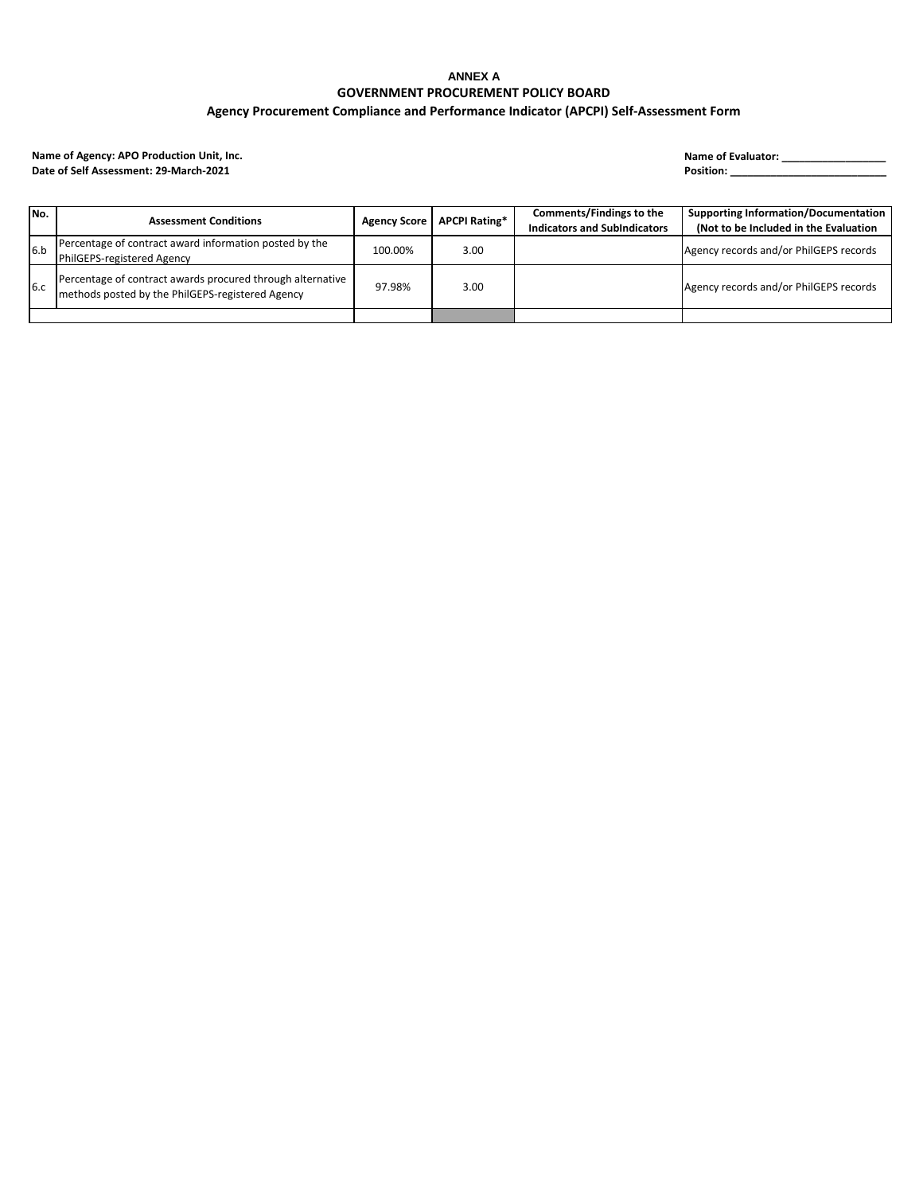**ANNEX A**

**GOVERNMENT PROCUREMENT POLICY BOARD**

**Agency Procurement Compliance and Performance Indicator (APCPI) Self-Assessment Form**

**Name of Agency: APO Production Unit, Inc.**
**Date of Self Assessment: 29-March-2021**

**Name of Evaluator: ___________________**
**Position: ____________________________**

| No. | Assessment Conditions | Agency Score | APCPI Rating* | Comments/Findings to the Indicators and SubIndicators | Supporting Information/Documentation (Not to be Included in the Evaluation |
|---|---|---|---|---|---|
| 6.b | Percentage of contract award information posted by the PhilGEPS-registered Agency | 100.00% | 3.00 | | Agency records and/or PhilGEPS records |
| 6.c | Percentage of contract awards procured through alternative methods posted by the PhilGEPS-registered Agency | 97.98% | 3.00 | | Agency records and/or PhilGEPS records |
| | | | | | |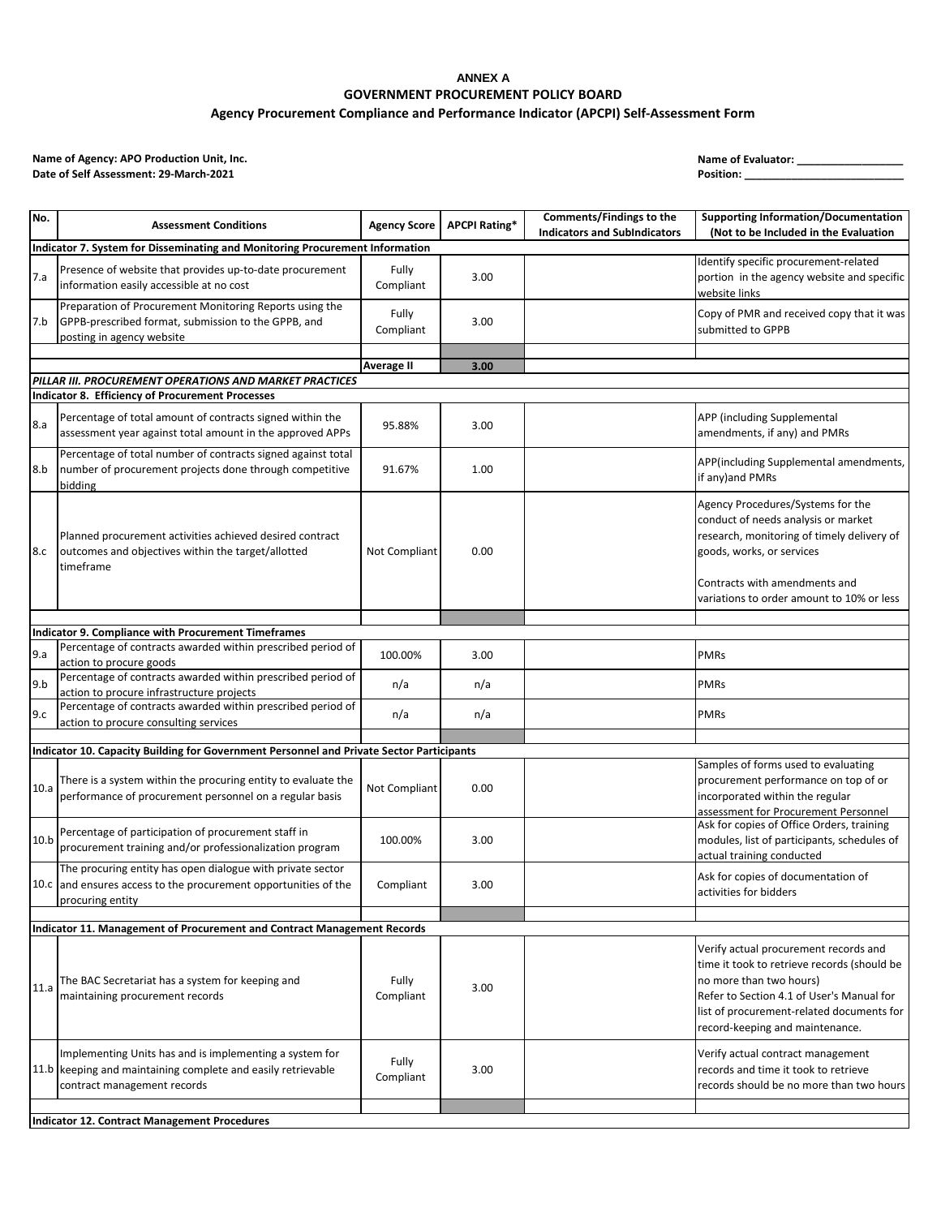**ANNEX A**

**GOVERNMENT PROCUREMENT POLICY BOARD**

**Agency Procurement Compliance and Performance Indicator (APCPI) Self-Assessment Form**

**Name of Agency: APO Production Unit, Inc.**
**Date of Self Assessment: 29-March-2021**

**Name of Evaluator: ________________**
**Position: ________________________**

| No. | Assessment Conditions | Agency Score | APCPI Rating* | Comments/Findings to the Indicators and SubIndicators | Supporting Information/Documentation (Not to be Included in the Evaluation |
|---|---|---|---|---|---|
| **Indicator 7. System for Disseminating and Monitoring Procurement Information** | | | | | |
| 7.a | Presence of website that provides up-to-date procurement information easily accessible at no cost | Fully Compliant | 3.00 | | Identify specific procurement-related portion in the agency website and specific website links |
| 7.b | Preparation of Procurement Monitoring Reports using the GPPB-prescribed format, submission to the GPPB, and posting in agency website | Fully Compliant | 3.00 | | Copy of PMR and received copy that it was submitted to GPPB |
| | | | | | |
| | | **Average II** | **3.00** | | |
| ***PILLAR III. PROCUREMENT OPERATIONS AND MARKET PRACTICES*** | | | | | |
| **Indicator 8. Efficiency of Procurement Processes** | | | | | |
| 8.a | Percentage of total amount of contracts signed within the assessment year against total amount in the approved APPs | 95.88% | 3.00 | | APP (including Supplemental amendments, if any) and PMRs |
| 8.b | Percentage of total number of contracts signed against total number of procurement projects done through competitive bidding | 91.67% | 1.00 | | APP(including Supplemental amendments, if any)and PMRs |
| 8.c | Planned procurement activities achieved desired contract outcomes and objectives within the target/allotted timeframe | Not Compliant | 0.00 | | Agency Procedures/Systems for the conduct of needs analysis or market research, monitoring of timely delivery of goods, works, or services<br><br>Contracts with amendments and variations to order amount to 10% or less |
| | | | | | |
| **Indicator 9. Compliance with Procurement Timeframes** | | | | | |
| 9.a | Percentage of contracts awarded within prescribed period of action to procure goods | 100.00% | 3.00 | | PMRs |
| 9.b | Percentage of contracts awarded within prescribed period of action to procure infrastructure projects | n/a | n/a | | PMRs |
| 9.c | Percentage of contracts awarded within prescribed period of action to procure consulting services | n/a | n/a | | PMRs |
| | | | | | |
| **Indicator 10. Capacity Building for Government Personnel and Private Sector Participants** | | | | | |
| 10.a | There is a system within the procuring entity to evaluate the performance of procurement personnel on a regular basis | Not Compliant | 0.00 | | Samples of forms used to evaluating procurement performance on top of or incorporated within the regular assessment for Procurement Personnel |
| 10.b | Percentage of participation of procurement staff in procurement training and/or professionalization program | 100.00% | 3.00 | | Ask for copies of Office Orders, training modules, list of participants, schedules of actual training conducted |
| 10.c | The procuring entity has open dialogue with private sector and ensures access to the procurement opportunities of the procuring entity | Compliant | 3.00 | | Ask for copies of documentation of activities for bidders |
| | | | | | |
| **Indicator 11. Management of Procurement and Contract Management Records** | | | | | |
| 11.a | The BAC Secretariat has a system for keeping and maintaining procurement records | Fully Compliant | 3.00 | | Verify actual procurement records and time it took to retrieve records (should be no more than two hours)<br>Refer to Section 4.1 of User's Manual for list of procurement-related documents for record-keeping and maintenance. |
| 11.b | Implementing Units has and is implementing a system for keeping and maintaining complete and easily retrievable contract management records | Fully Compliant | 3.00 | | Verify actual contract management records and time it took to retrieve records should be no more than two hours |
| | | | | | |
| **Indicator 12. Contract Management Procedures** | | | | | |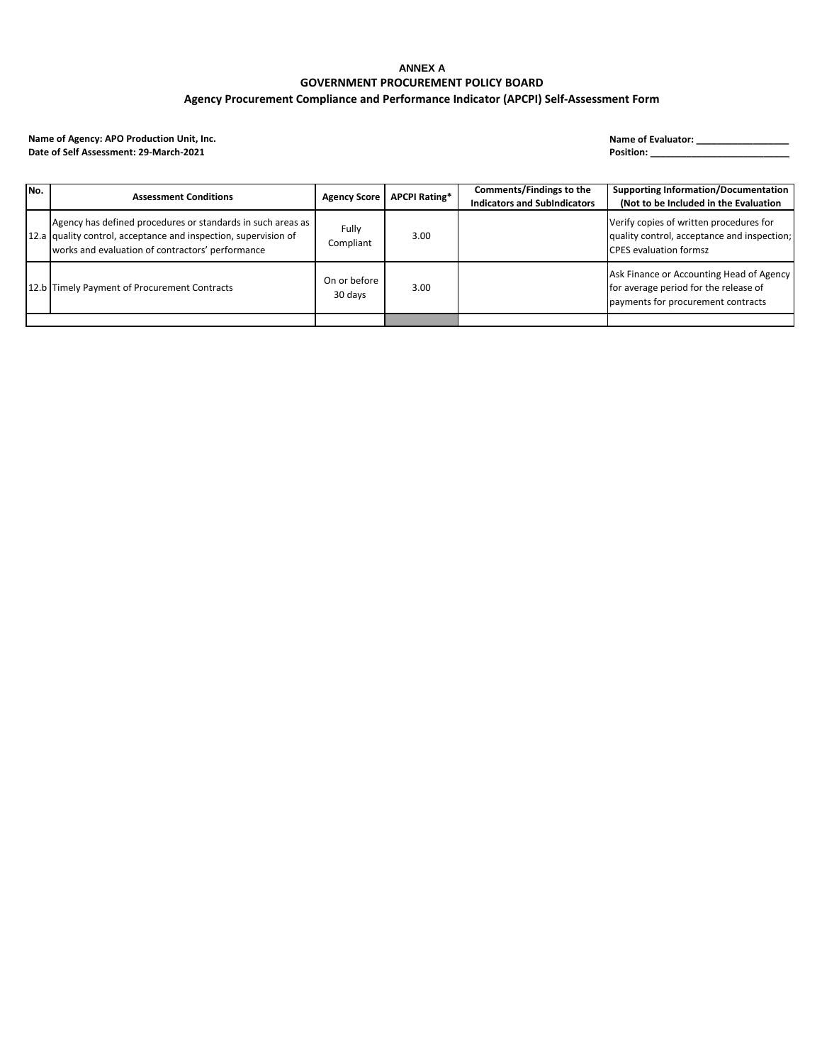**ANNEX A**

**GOVERNMENT PROCUREMENT POLICY BOARD**

**Agency Procurement Compliance and Performance Indicator (APCPI) Self-Assessment Form**

**Name of Agency: APO Production Unit, Inc.**
**Date of Self Assessment: 29-March-2021**

**Name of Evaluator: ____________________**
**Position: ______________________________**

| No. | Assessment Conditions | Agency Score | APCPI Rating* | Comments/Findings to the Indicators and SubIndicators | Supporting Information/Documentation (Not to be Included in the Evaluation |
|---|---|---|---|---|---|
| 12.a | Agency has defined procedures or standards in such areas as quality control, acceptance and inspection, supervision of works and evaluation of contractors' performance | Fully Compliant | 3.00 | | Verify copies of written procedures for quality control, acceptance and inspection; CPES evaluation formsz |
| 12.b | Timely Payment of Procurement Contracts | On or before 30 days | 3.00 | | Ask Finance or Accounting Head of Agency for average period for the release of payments for procurement contracts |
| | | | | | |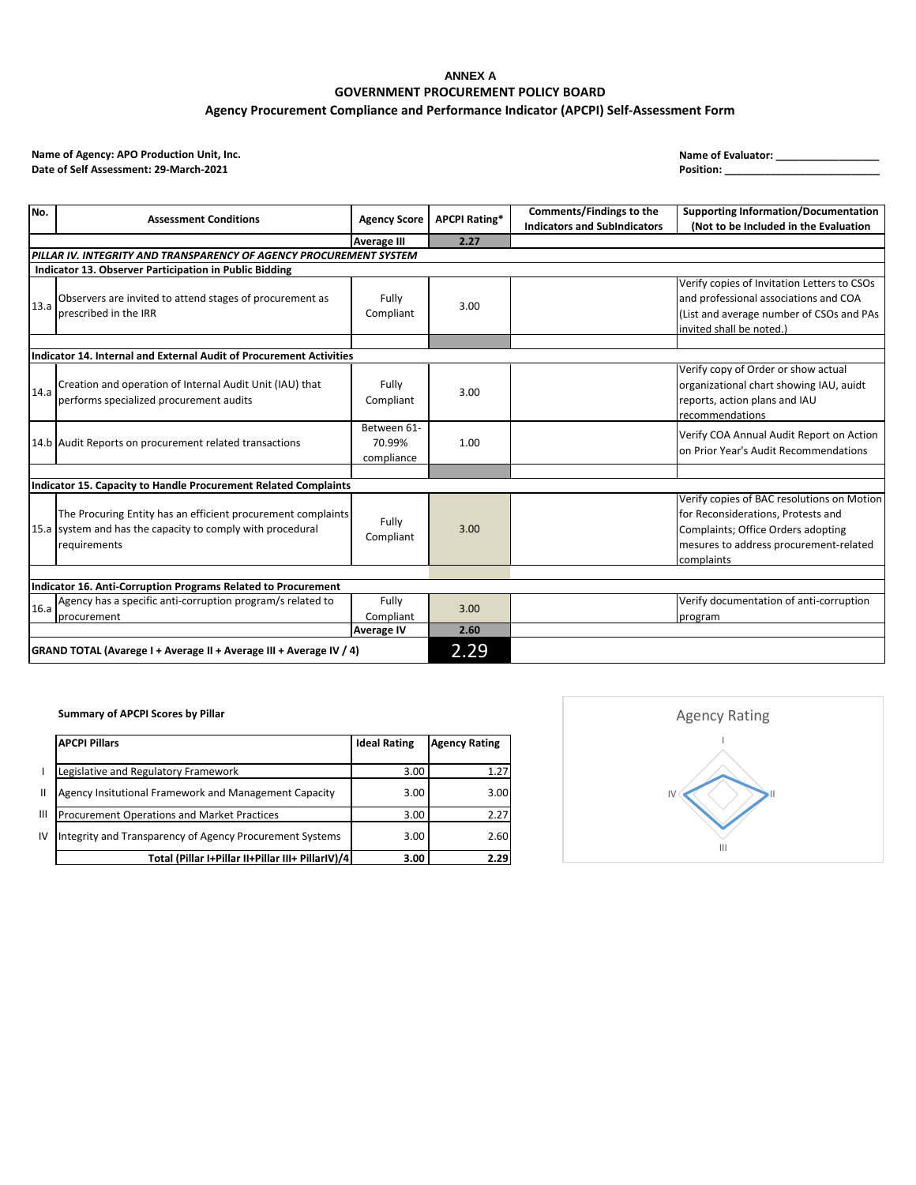**ANNEX A**

**GOVERNMENT PROCUREMENT POLICY BOARD**

**Agency Procurement Compliance and Performance Indicator (APCPI) Self-Assessment Form**

**Name of Agency: APO Production Unit, Inc.**
**Date of Self Assessment: 29-March-2021**

**Name of Evaluator: _________________**
**Position: __________________________**

| No. | Assessment Conditions | Agency Score | APCPI Rating* | Comments/Findings to the Indicators and SubIndicators | Supporting Information/Documentation (Not to be Included in the Evaluation |
|---|---|---|---|---|---|
| | | **Average III** | **2.27** | | |
| ***PILLAR IV. INTEGRITY AND TRANSPARENCY OF AGENCY PROCUREMENT SYSTEM*** | | | | | |
| **Indicator 13. Observer Participation in Public Bidding** | | | | | |
| 13.a | Observers are invited to attend stages of procurement as prescribed in the IRR | Fully Compliant | 3.00 | | Verify copies of Invitation Letters to CSOs and professional associations and COA (List and average number of CSOs and PAs invited shall be noted.) |
| **Indicator 14. Internal and External Audit of Procurement Activities** | | | | | |
| 14.a | Creation and operation of Internal Audit Unit (IAU) that performs specialized procurement audits | Fully Compliant | 3.00 | | Verify copy of Order or show actual organizational chart showing IAU, auidt reports, action plans and IAU recommendations |
| 14.b | Audit Reports on procurement related transactions | Between 61-70.99% compliance | 1.00 | | Verify COA Annual Audit Report on Action on Prior Year's Audit Recommendations |
| **Indicator 15. Capacity to Handle Procurement Related Complaints** | | | | | |
| 15.a | The Procuring Entity has an efficient procurement complaints system and has the capacity to comply with procedural requirements | Fully Compliant | 3.00 | | Verify copies of BAC resolutions on Motion for Reconsiderations, Protests and Complaints; Office Orders adopting mesures to address procurement-related complaints |
| **Indicator 16. Anti-Corruption Programs Related to Procurement** | | | | | |
| 16.a | Agency has a specific anti-corruption program/s related to procurement | Fully Compliant | 3.00 | | Verify documentation of anti-corruption program |
| | | **Average IV** | **2.60** | | |
| **GRAND TOTAL (Avarege I + Average II + Average III + Average IV / 4)** | | | 2.29 | | |

**Summary of APCPI Scores by Pillar**

| | APCPI Pillars | Ideal Rating | Agency Rating |
|---|---|---|---|
| I | Legislative and Regulatory Framework | 3.00 | 1.27 |
| II | Agency Insitutional Framework and Management Capacity | 3.00 | 3.00 |
| III | Procurement Operations and Market Practices | 3.00 | 2.27 |
| IV | Integrity and Transparency of Agency Procurement Systems | 3.00 | 2.60 |
| | **Total (Pillar I+Pillar II+Pillar III+ PillarIV)/4** | **3.00** | **2.29** |

Agency Rating

I

II

III

IV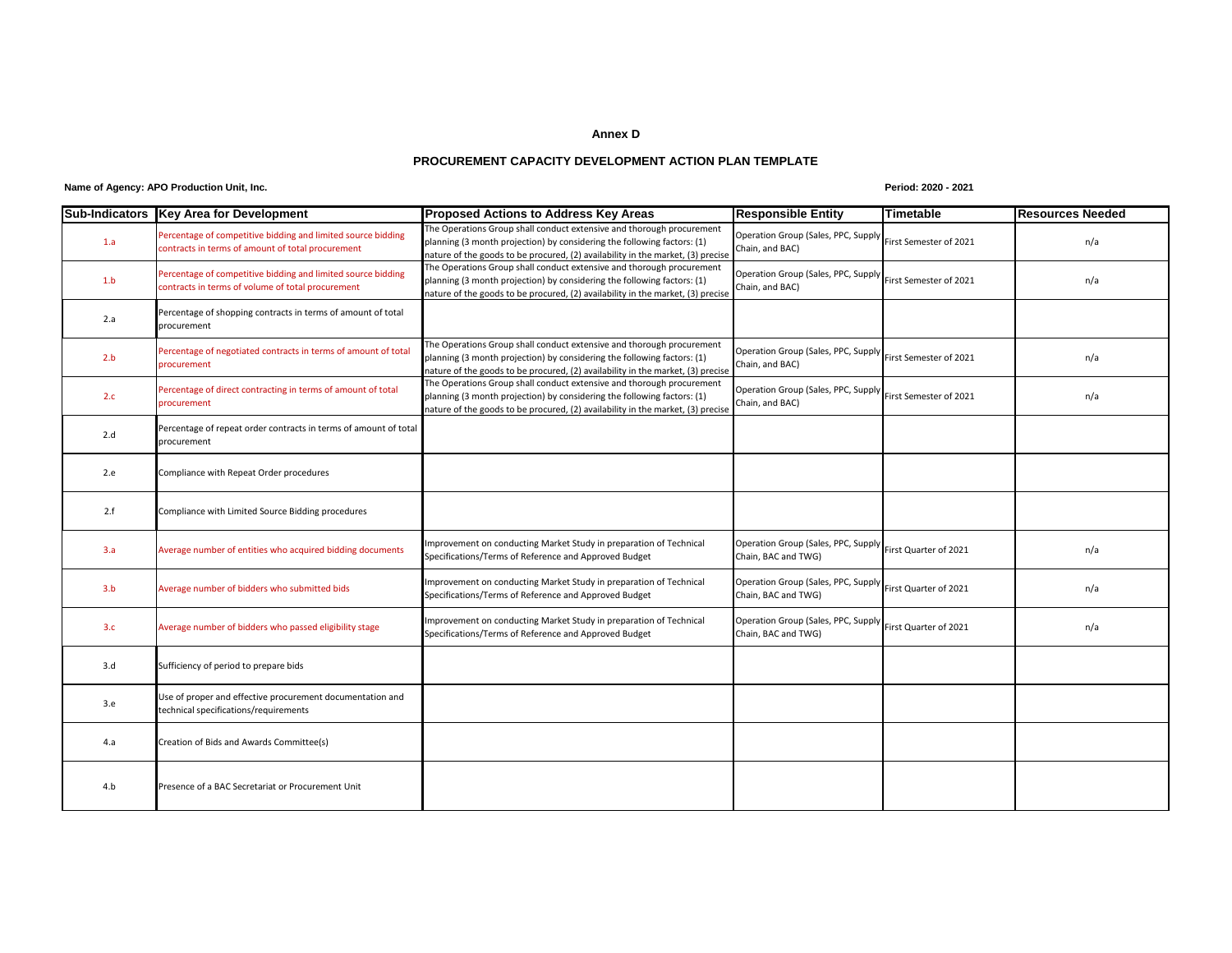**Annex D**

**PROCUREMENT CAPACITY DEVELOPMENT ACTION PLAN TEMPLATE**

**Name of Agency: APO Production Unit, Inc.**

**Period: 2020 - 2021**

| Sub-Indicators | Key Area for Development | Proposed Actions to Address Key Areas | Responsible Entity | Timetable | Resources Needed |
|---|---|---|---|---|---|
| 1.a | Percentage of competitive bidding and limited source bidding contracts in terms of amount of total procurement | The Operations Group shall conduct extensive and thorough procurement planning (3 month projection) by considering the following factors: (1) nature of the goods to be procured, (2) availability in the market, (3) precise | Operation Group (Sales, PPC, Supply Chain, and BAC) | First Semester of 2021 | n/a |
| 1.b | Percentage of competitive bidding and limited source bidding contracts in terms of volume of total procurement | The Operations Group shall conduct extensive and thorough procurement planning (3 month projection) by considering the following factors: (1) nature of the goods to be procured, (2) availability in the market, (3) precise | Operation Group (Sales, PPC, Supply Chain, and BAC) | First Semester of 2021 | n/a |
| 2.a | Percentage of shopping contracts in terms of amount of total procurement | | | | |
| 2.b | Percentage of negotiated contracts in terms of amount of total procurement | The Operations Group shall conduct extensive and thorough procurement planning (3 month projection) by considering the following factors: (1) nature of the goods to be procured, (2) availability in the market, (3) precise | Operation Group (Sales, PPC, Supply Chain, and BAC) | First Semester of 2021 | n/a |
| 2.c | Percentage of direct contracting in terms of amount of total procurement | The Operations Group shall conduct extensive and thorough procurement planning (3 month projection) by considering the following factors: (1) nature of the goods to be procured, (2) availability in the market, (3) precise | Operation Group (Sales, PPC, Supply Chain, and BAC) | First Semester of 2021 | n/a |
| 2.d | Percentage of repeat order contracts in terms of amount of total procurement | | | | |
| 2.e | Compliance with Repeat Order procedures | | | | |
| 2.f | Compliance with Limited Source Bidding procedures | | | | |
| 3.a | Average number of entities who acquired bidding documents | Improvement on conducting Market Study in preparation of Technical Specifications/Terms of Reference and Approved Budget | Operation Group (Sales, PPC, Supply Chain, BAC and TWG) | First Quarter of 2021 | n/a |
| 3.b | Average number of bidders who submitted bids | Improvement on conducting Market Study in preparation of Technical Specifications/Terms of Reference and Approved Budget | Operation Group (Sales, PPC, Supply Chain, BAC and TWG) | First Quarter of 2021 | n/a |
| 3.c | Average number of bidders who passed eligibility stage | Improvement on conducting Market Study in preparation of Technical Specifications/Terms of Reference and Approved Budget | Operation Group (Sales, PPC, Supply Chain, BAC and TWG) | First Quarter of 2021 | n/a |
| 3.d | Sufficiency of period to prepare bids | | | | |
| 3.e | Use of proper and effective procurement documentation and technical specifications/requirements | | | | |
| 4.a | Creation of Bids and Awards Committee(s) | | | | |
| 4.b | Presence of a BAC Secretariat or Procurement Unit | | | | |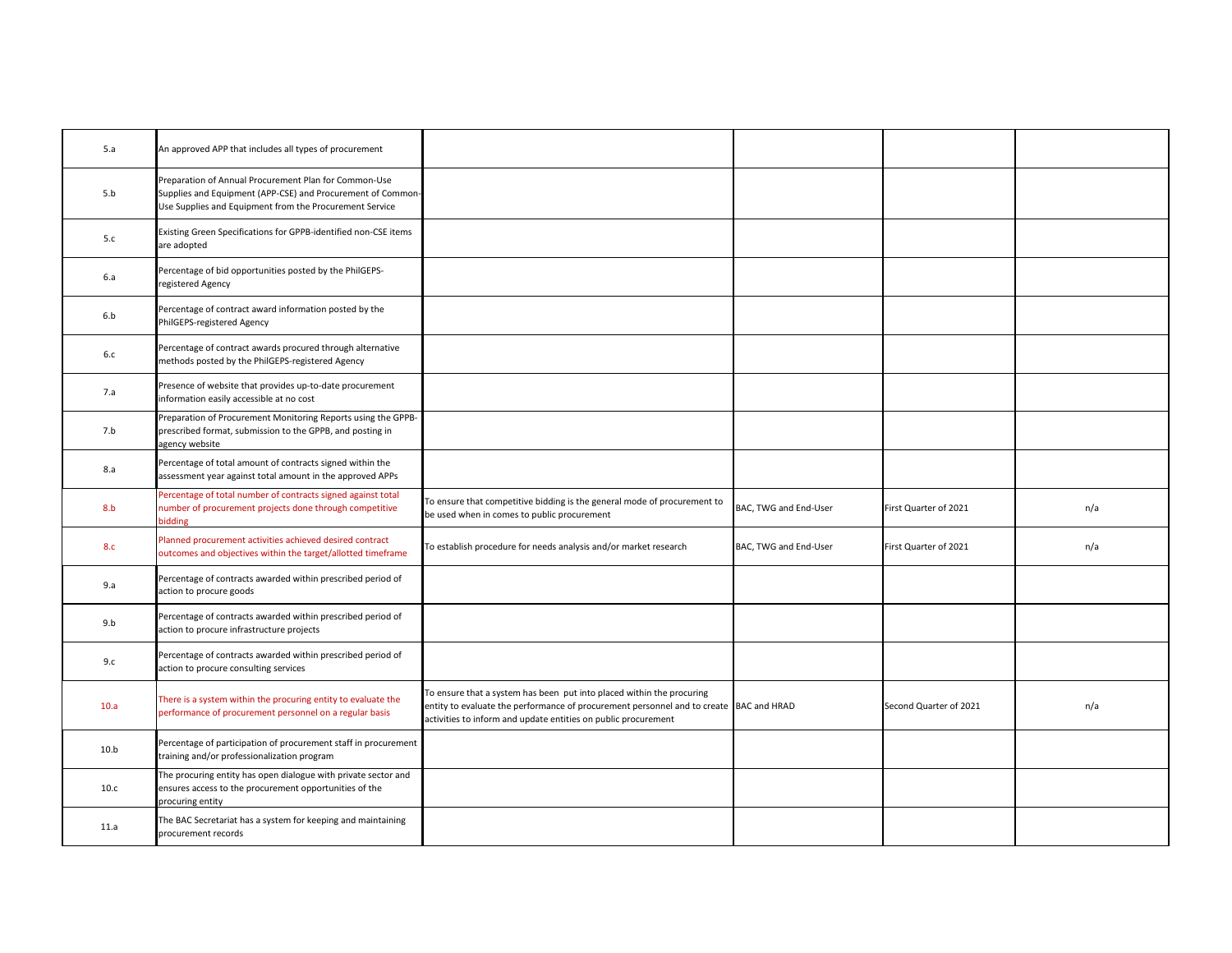| | | | | | |
|---|---|---|---|---|---|
| 5.a | An approved APP that includes all types of procurement | | | | |
| 5.b | Preparation of Annual Procurement Plan for Common-Use Supplies and Equipment (APP-CSE) and Procurement of Common-Use Supplies and Equipment from the Procurement Service | | | | |
| 5.c | Existing Green Specifications for GPPB-identified non-CSE items are adopted | | | | |
| 6.a | Percentage of bid opportunities posted by the PhilGEPS-registered Agency | | | | |
| 6.b | Percentage of contract award information posted by the PhilGEPS-registered Agency | | | | |
| 6.c | Percentage of contract awards procured through alternative methods posted by the PhilGEPS-registered Agency | | | | |
| 7.a | Presence of website that provides up-to-date procurement information easily accessible at no cost | | | | |
| 7.b | Preparation of Procurement Monitoring Reports using the GPPB-prescribed format, submission to the GPPB, and posting in agency website | | | | |
| 8.a | Percentage of total amount of contracts signed within the assessment year against total amount in the approved APPs | | | | |
| 8.b | Percentage of total number of contracts signed against total number of procurement projects done through competitive bidding | To ensure that competitive bidding is the general mode of procurement to be used when in comes to public procurement | BAC, TWG and End-User | First Quarter of 2021 | n/a |
| 8.c | Planned procurement activities achieved desired contract outcomes and objectives within the target/allotted timeframe | To establish procedure for needs analysis and/or market research | BAC, TWG and End-User | First Quarter of 2021 | n/a |
| 9.a | Percentage of contracts awarded within prescribed period of action to procure goods | | | | |
| 9.b | Percentage of contracts awarded within prescribed period of action to procure infrastructure projects | | | | |
| 9.c | Percentage of contracts awarded within prescribed period of action to procure consulting services | | | | |
| 10.a | There is a system within the procuring entity to evaluate the performance of procurement personnel on a regular basis | To ensure that a system has been put into placed within the procuring entity to evaluate the performance of procurement personnel and to create activities to inform and update entities on public procurement | BAC and HRAD | Second Quarter of 2021 | n/a |
| 10.b | Percentage of participation of procurement staff in procurement training and/or professionalization program | | | | |
| 10.c | The procuring entity has open dialogue with private sector and ensures access to the procurement opportunities of the procuring entity | | | | |
| 11.a | The BAC Secretariat has a system for keeping and maintaining procurement records | | | | |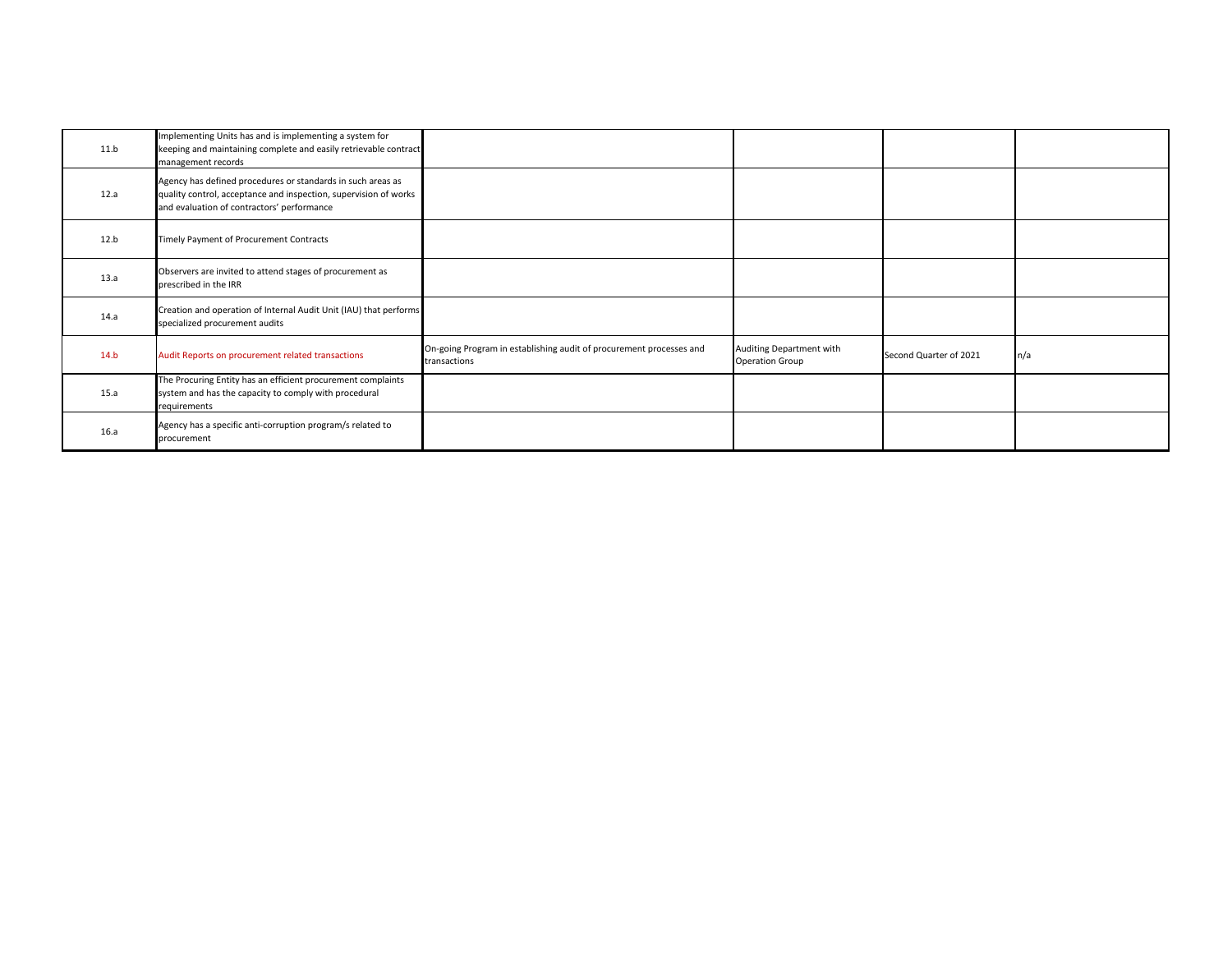| | | | | | |
|---|---|---|---|---|---|
| 11.b | Implementing Units has and is implementing a system for keeping and maintaining complete and easily retrievable contract management records | | | | |
| 12.a | Agency has defined procedures or standards in such areas as quality control, acceptance and inspection, supervision of works and evaluation of contractors' performance | | | | |
| 12.b | Timely Payment of Procurement Contracts | | | | |
| 13.a | Observers are invited to attend stages of procurement as prescribed in the IRR | | | | |
| 14.a | Creation and operation of Internal Audit Unit (IAU) that performs specialized procurement audits | | | | |
| 14.b | Audit Reports on procurement related transactions | On-going Program in establishing audit of procurement processes and transactions | Auditing Department with Operation Group | Second Quarter of 2021 | n/a |
| 15.a | The Procuring Entity has an efficient procurement complaints system and has the capacity to comply with procedural requirements | | | | |
| 16.a | Agency has a specific anti-corruption program/s related to procurement | | | | |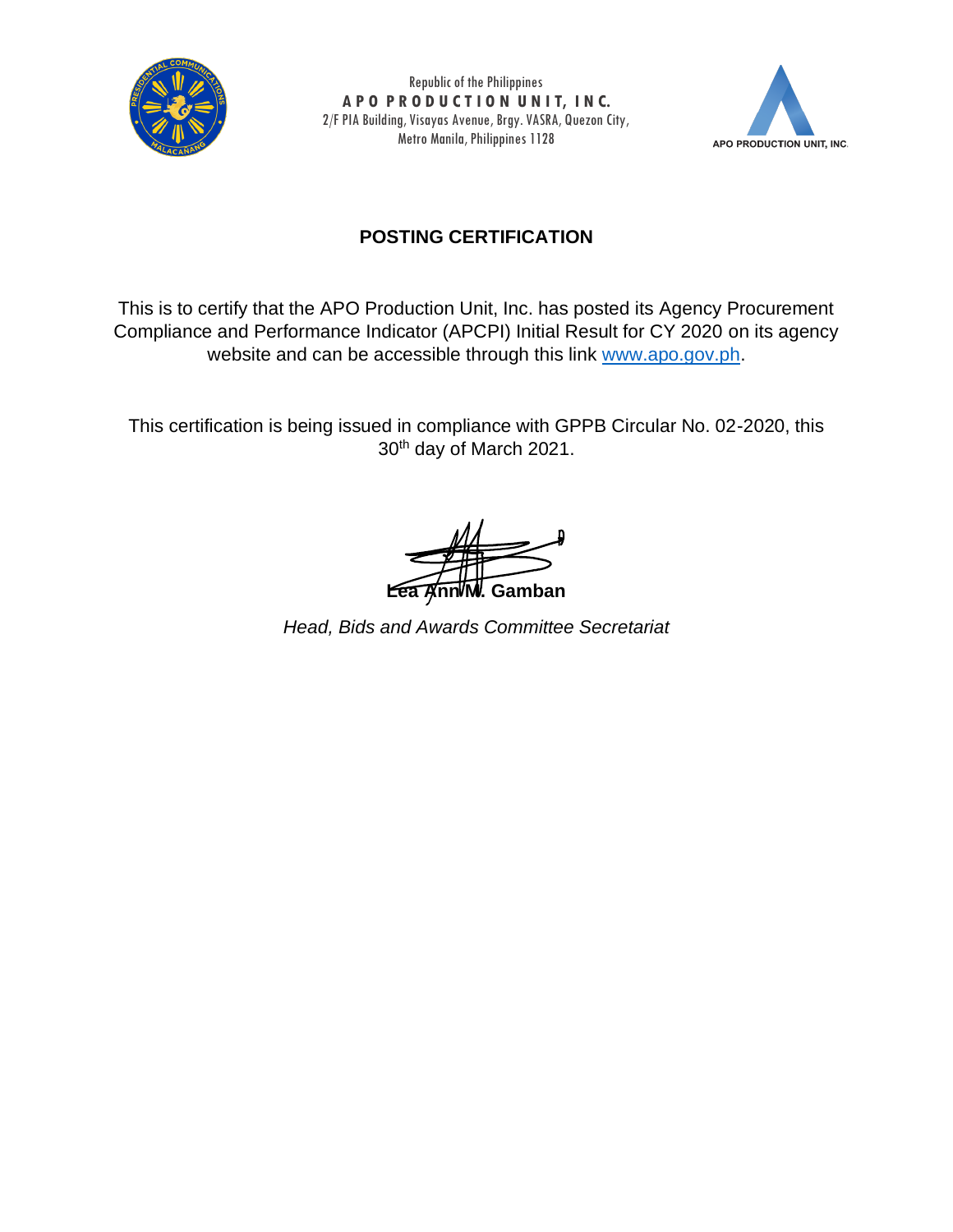Republic of the Philippines
**APO PRODUCTION UNIT, INC.**
2/F PIA Building, Visayas Avenue, Brgy. VASRA, Quezon City,
Metro Manila, Philippines 1128

APO PRODUCTION UNIT, INC.

## POSTING CERTIFICATION

This is to certify that the APO Production Unit, Inc. has posted its Agency Procurement Compliance and Performance Indicator (APCPI) Initial Result for CY 2020 on its agency website and can be accessible through this link www.apo.gov.ph.

This certification is being issued in compliance with GPPB Circular No. 02-2020, this 30th day of March 2021.

**Lea Ann M. Gamban**

*Head, Bids and Awards Committee Secretariat*